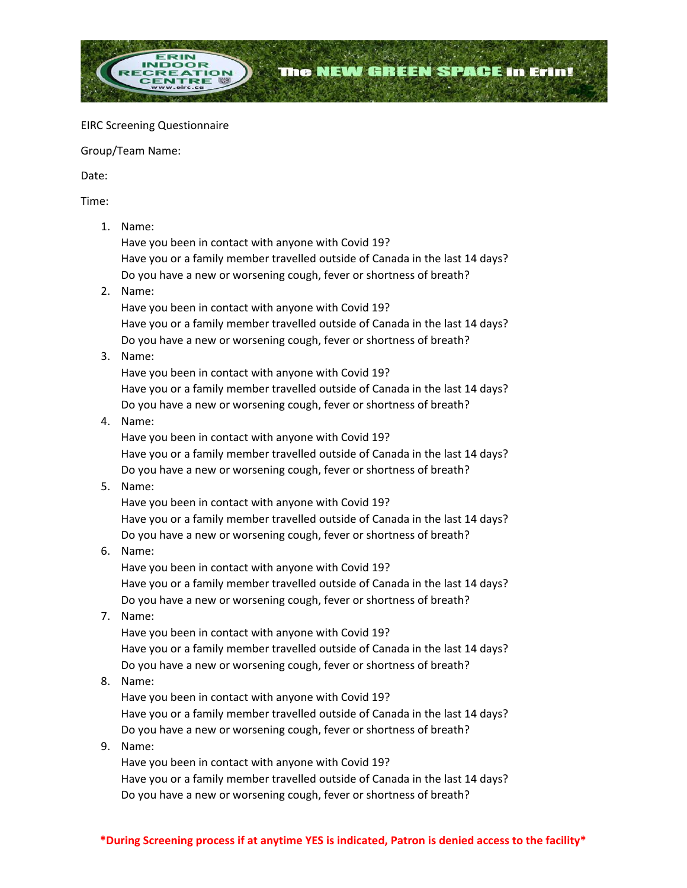ERIN INDOOR RECREATION CENTRE www.eirc.ca

The NEW GREEN SPACE in Erin!

EIRC Screening Questionnaire

Group/Team Name:

Date:

Time:

1. Name:
   Have you been in contact with anyone with Covid 19?
   Have you or a family member travelled outside of Canada in the last 14 days?
   Do you have a new or worsening cough, fever or shortness of breath?
2. Name:
   Have you been in contact with anyone with Covid 19?
   Have you or a family member travelled outside of Canada in the last 14 days?
   Do you have a new or worsening cough, fever or shortness of breath?
3. Name:
   Have you been in contact with anyone with Covid 19?
   Have you or a family member travelled outside of Canada in the last 14 days?
   Do you have a new or worsening cough, fever or shortness of breath?
4. Name:
   Have you been in contact with anyone with Covid 19?
   Have you or a family member travelled outside of Canada in the last 14 days?
   Do you have a new or worsening cough, fever or shortness of breath?
5. Name:
   Have you been in contact with anyone with Covid 19?
   Have you or a family member travelled outside of Canada in the last 14 days?
   Do you have a new or worsening cough, fever or shortness of breath?
6. Name:
   Have you been in contact with anyone with Covid 19?
   Have you or a family member travelled outside of Canada in the last 14 days?
   Do you have a new or worsening cough, fever or shortness of breath?
7. Name:
   Have you been in contact with anyone with Covid 19?
   Have you or a family member travelled outside of Canada in the last 14 days?
   Do you have a new or worsening cough, fever or shortness of breath?
8. Name:
   Have you been in contact with anyone with Covid 19?
   Have you or a family member travelled outside of Canada in the last 14 days?
   Do you have a new or worsening cough, fever or shortness of breath?
9. Name:
   Have you been in contact with anyone with Covid 19?
   Have you or a family member travelled outside of Canada in the last 14 days?
   Do you have a new or worsening cough, fever or shortness of breath?

**\*During Screening process if at anytime YES is indicated, Patron is denied access to the facility\***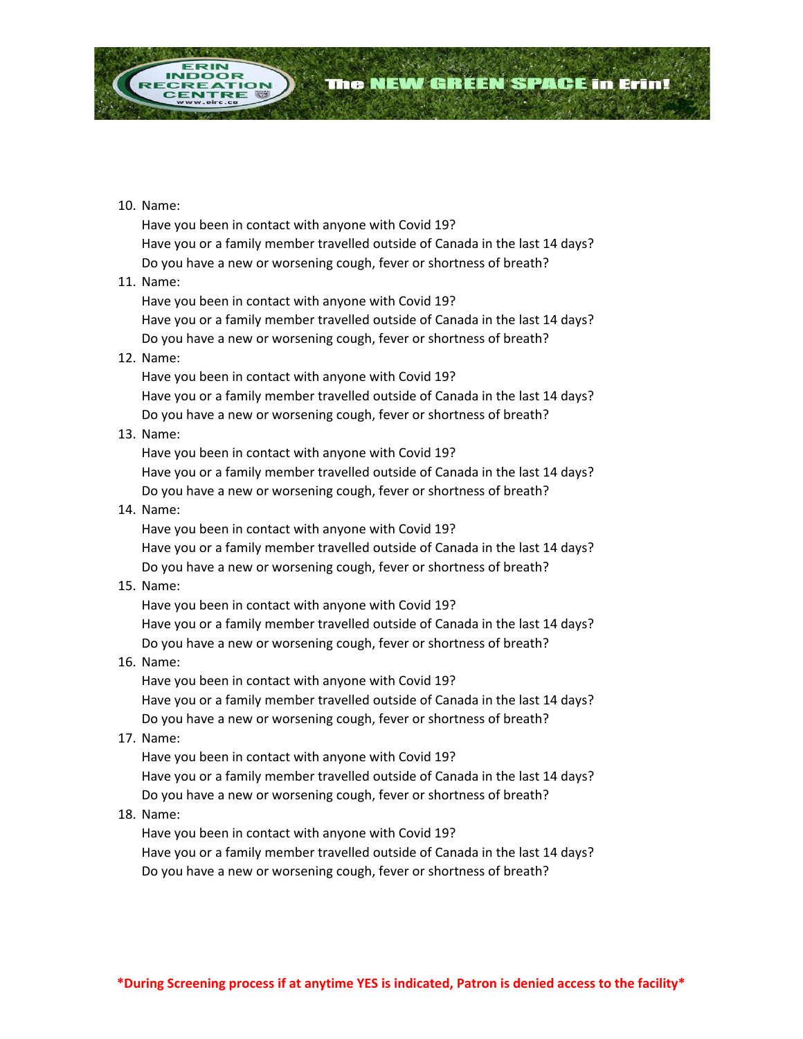10. Name:
    Have you been in contact with anyone with Covid 19?
    Have you or a family member travelled outside of Canada in the last 14 days?
    Do you have a new or worsening cough, fever or shortness of breath?
11. Name:
    Have you been in contact with anyone with Covid 19?
    Have you or a family member travelled outside of Canada in the last 14 days?
    Do you have a new or worsening cough, fever or shortness of breath?
12. Name:
    Have you been in contact with anyone with Covid 19?
    Have you or a family member travelled outside of Canada in the last 14 days?
    Do you have a new or worsening cough, fever or shortness of breath?
13. Name:
    Have you been in contact with anyone with Covid 19?
    Have you or a family member travelled outside of Canada in the last 14 days?
    Do you have a new or worsening cough, fever or shortness of breath?
14. Name:
    Have you been in contact with anyone with Covid 19?
    Have you or a family member travelled outside of Canada in the last 14 days?
    Do you have a new or worsening cough, fever or shortness of breath?
15. Name:
    Have you been in contact with anyone with Covid 19?
    Have you or a family member travelled outside of Canada in the last 14 days?
    Do you have a new or worsening cough, fever or shortness of breath?
16. Name:
    Have you been in contact with anyone with Covid 19?
    Have you or a family member travelled outside of Canada in the last 14 days?
    Do you have a new or worsening cough, fever or shortness of breath?
17. Name:
    Have you been in contact with anyone with Covid 19?
    Have you or a family member travelled outside of Canada in the last 14 days?
    Do you have a new or worsening cough, fever or shortness of breath?
18. Name:
    Have you been in contact with anyone with Covid 19?
    Have you or a family member travelled outside of Canada in the last 14 days?
    Do you have a new or worsening cough, fever or shortness of breath?

***During Screening process if at anytime YES is indicated, Patron is denied access to the facility***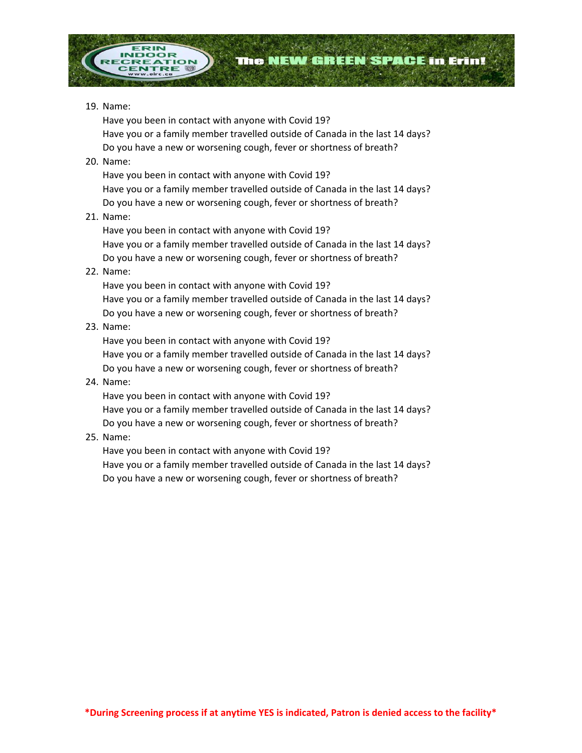19. Name:
    Have you been in contact with anyone with Covid 19?
    Have you or a family member travelled outside of Canada in the last 14 days?
    Do you have a new or worsening cough, fever or shortness of breath?
20. Name:
    Have you been in contact with anyone with Covid 19?
    Have you or a family member travelled outside of Canada in the last 14 days?
    Do you have a new or worsening cough, fever or shortness of breath?
21. Name:
    Have you been in contact with anyone with Covid 19?
    Have you or a family member travelled outside of Canada in the last 14 days?
    Do you have a new or worsening cough, fever or shortness of breath?
22. Name:
    Have you been in contact with anyone with Covid 19?
    Have you or a family member travelled outside of Canada in the last 14 days?
    Do you have a new or worsening cough, fever or shortness of breath?
23. Name:
    Have you been in contact with anyone with Covid 19?
    Have you or a family member travelled outside of Canada in the last 14 days?
    Do you have a new or worsening cough, fever or shortness of breath?
24. Name:
    Have you been in contact with anyone with Covid 19?
    Have you or a family member travelled outside of Canada in the last 14 days?
    Do you have a new or worsening cough, fever or shortness of breath?
25. Name:
    Have you been in contact with anyone with Covid 19?
    Have you or a family member travelled outside of Canada in the last 14 days?
    Do you have a new or worsening cough, fever or shortness of breath?

***During Screening process if at anytime YES is indicated, Patron is denied access to the facility***